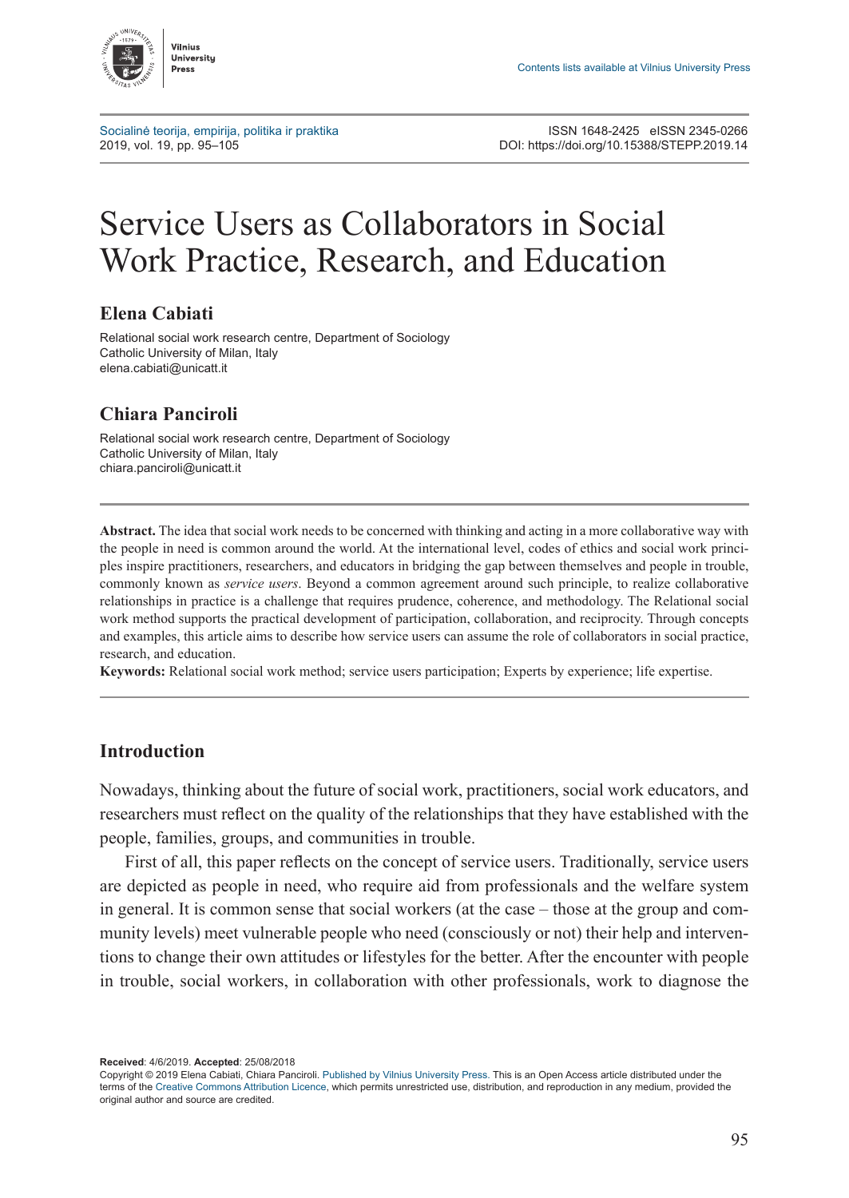# Service Users as Collaborators in Social Work Practice, Research, and Education

## Elena Cabiati

Relational social work research centre, Department of Sociology
Catholic University of Milan, Italy
elena.cabiati@unicatt.it

## Chiara Panciroli

Relational social work research centre, Department of Sociology
Catholic University of Milan, Italy
chiara.panciroli@unicatt.it

**Abstract.** The idea that social work needs to be concerned with thinking and acting in a more collaborative way with the people in need is common around the world. At the international level, codes of ethics and social work principles inspire practitioners, researchers, and educators in bridging the gap between themselves and people in trouble, commonly known as *service users*. Beyond a common agreement around such principle, to realize collaborative relationships in practice is a challenge that requires prudence, coherence, and methodology. The Relational social work method supports the practical development of participation, collaboration, and reciprocity. Through concepts and examples, this article aims to describe how service users can assume the role of collaborators in social practice, research, and education.

**Keywords:** Relational social work method; service users participation; Experts by experience; life expertise.

## Introduction

Nowadays, thinking about the future of social work, practitioners, social work educators, and researchers must reflect on the quality of the relationships that they have established with the people, families, groups, and communities in trouble.

First of all, this paper reflects on the concept of service users. Traditionally, service users are depicted as people in need, who require aid from professionals and the welfare system in general. It is common sense that social workers (at the case – those at the group and community levels) meet vulnerable people who need (consciously or not) their help and interventions to change their own attitudes or lifestyles for the better. After the encounter with people in trouble, social workers, in collaboration with other professionals, work to diagnose the

**Received**: 4/6/2019. **Accepted**: 25/08/2018
Copyright © 2019 Elena Cabiati, Chiara Panciroli. Published by Vilnius University Press. This is an Open Access article distributed under the terms of the Creative Commons Attribution Licence, which permits unrestricted use, distribution, and reproduction in any medium, provided the original author and source are credited.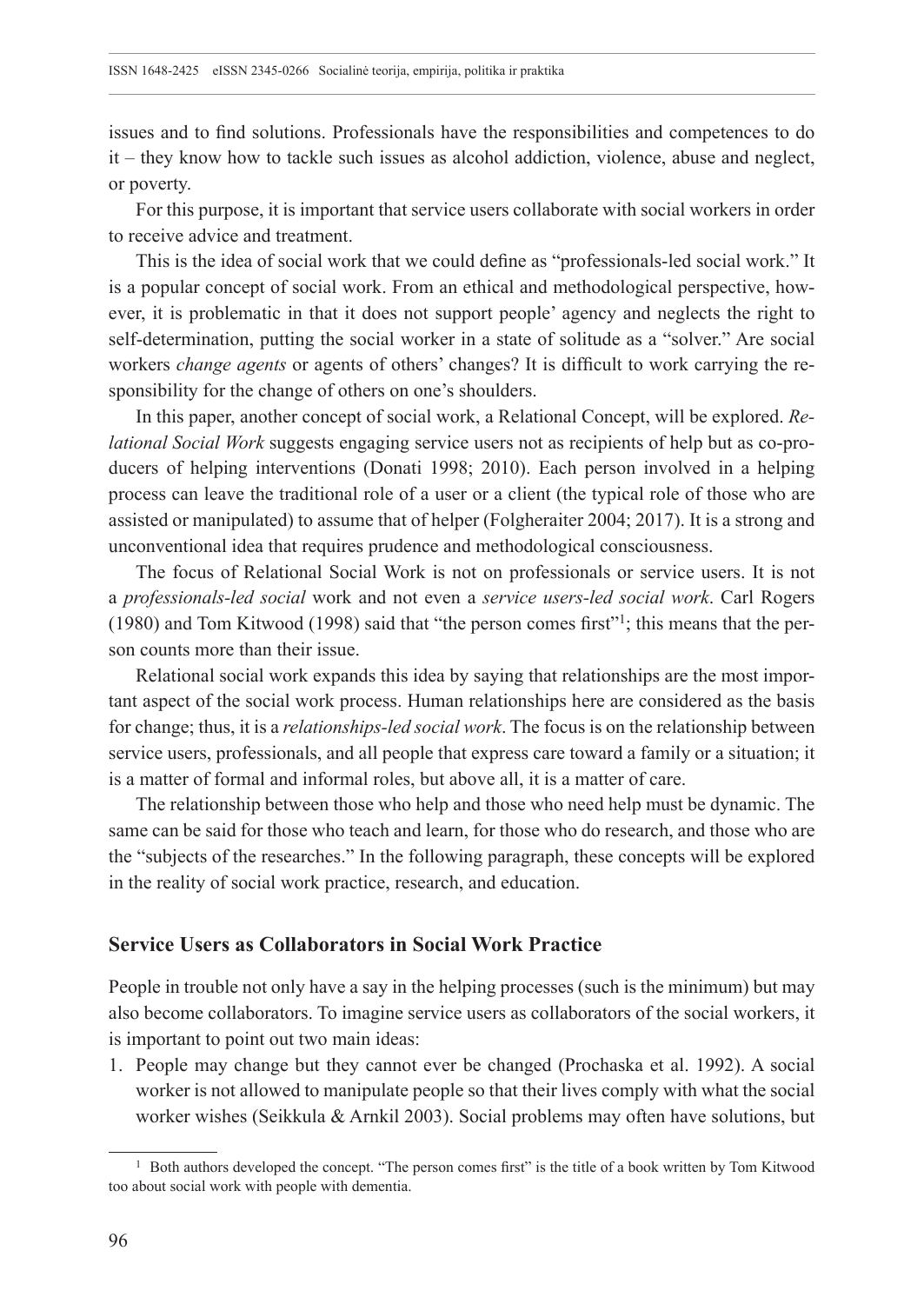issues and to find solutions. Professionals have the responsibilities and competences to do it – they know how to tackle such issues as alcohol addiction, violence, abuse and neglect, or poverty.

For this purpose, it is important that service users collaborate with social workers in order to receive advice and treatment.

This is the idea of social work that we could define as "professionals-led social work." It is a popular concept of social work. From an ethical and methodological perspective, however, it is problematic in that it does not support people' agency and neglects the right to self-determination, putting the social worker in a state of solitude as a "solver." Are social workers *change agents* or agents of others' changes? It is difficult to work carrying the responsibility for the change of others on one's shoulders.

In this paper, another concept of social work, a Relational Concept, will be explored. *Relational Social Work* suggests engaging service users not as recipients of help but as co-producers of helping interventions (Donati 1998; 2010). Each person involved in a helping process can leave the traditional role of a user or a client (the typical role of those who are assisted or manipulated) to assume that of helper (Folgheraiter 2004; 2017). It is a strong and unconventional idea that requires prudence and methodological consciousness.

The focus of Relational Social Work is not on professionals or service users. It is not a *professionals-led social* work and not even a *service users-led social work*. Carl Rogers (1980) and Tom Kitwood (1998) said that "the person comes first"[1]; this means that the person counts more than their issue.

Relational social work expands this idea by saying that relationships are the most important aspect of the social work process. Human relationships here are considered as the basis for change; thus, it is a *relationships-led social work*. The focus is on the relationship between service users, professionals, and all people that express care toward a family or a situation; it is a matter of formal and informal roles, but above all, it is a matter of care.

The relationship between those who help and those who need help must be dynamic. The same can be said for those who teach and learn, for those who do research, and those who are the "subjects of the researches." In the following paragraph, these concepts will be explored in the reality of social work practice, research, and education.

## Service Users as Collaborators in Social Work Practice

People in trouble not only have a say in the helping processes (such is the minimum) but may also become collaborators. To imagine service users as collaborators of the social workers, it is important to point out two main ideas:

1. People may change but they cannot ever be changed (Prochaska et al. 1992). A social worker is not allowed to manipulate people so that their lives comply with what the social worker wishes (Seikkula & Arnkil 2003). Social problems may often have solutions, but

---

[1] Both authors developed the concept. "The person comes first" is the title of a book written by Tom Kitwood too about social work with people with dementia.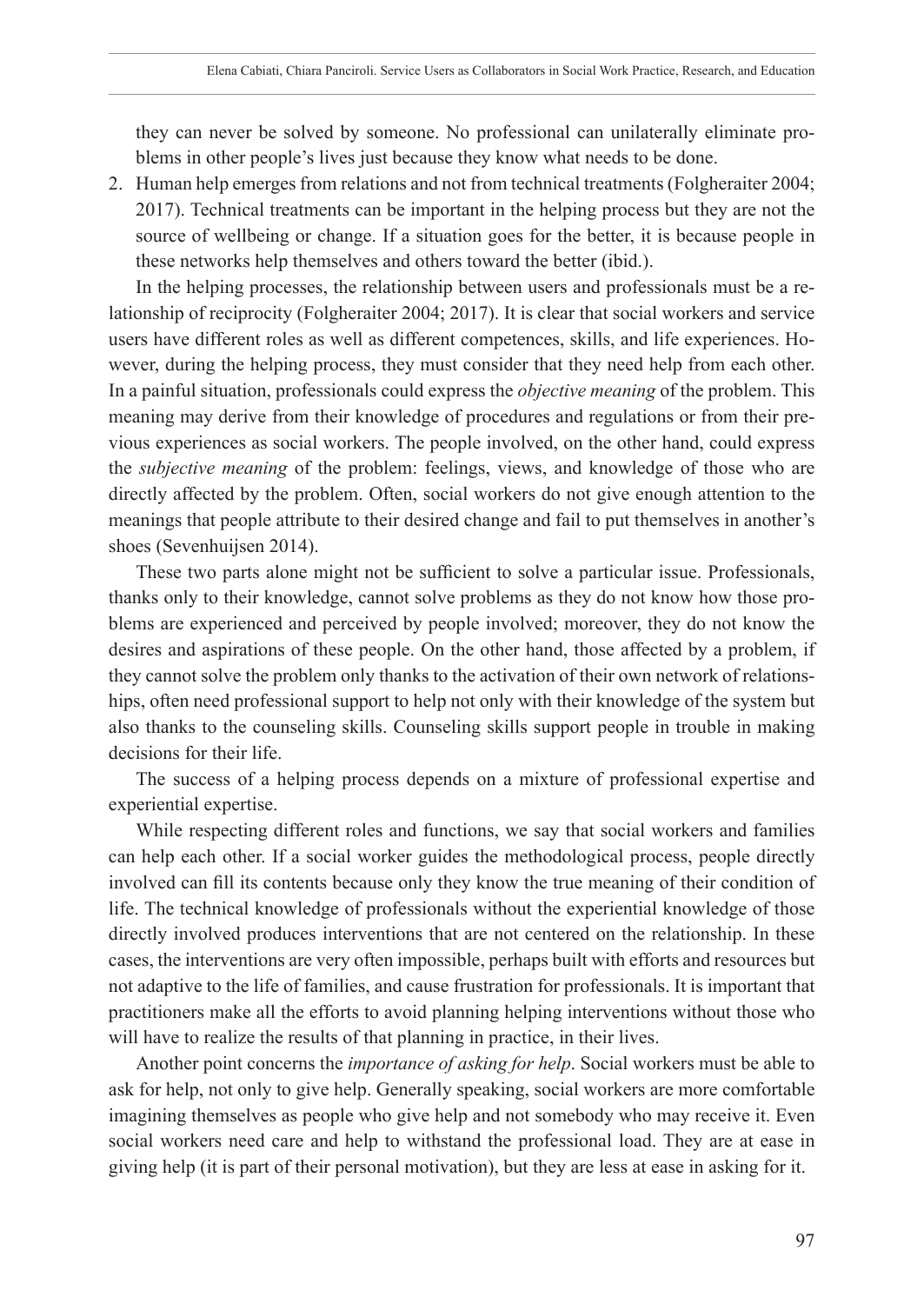they can never be solved by someone. No professional can unilaterally eliminate problems in other people's lives just because they know what needs to be done.

2. Human help emerges from relations and not from technical treatments (Folgheraiter 2004; 2017). Technical treatments can be important in the helping process but they are not the source of wellbeing or change. If a situation goes for the better, it is because people in these networks help themselves and others toward the better (ibid.).

In the helping processes, the relationship between users and professionals must be a relationship of reciprocity (Folgheraiter 2004; 2017). It is clear that social workers and service users have different roles as well as different competences, skills, and life experiences. However, during the helping process, they must consider that they need help from each other. In a painful situation, professionals could express the *objective meaning* of the problem. This meaning may derive from their knowledge of procedures and regulations or from their previous experiences as social workers. The people involved, on the other hand, could express the *subjective meaning* of the problem: feelings, views, and knowledge of those who are directly affected by the problem. Often, social workers do not give enough attention to the meanings that people attribute to their desired change and fail to put themselves in another's shoes (Sevenhuijsen 2014).

These two parts alone might not be sufficient to solve a particular issue. Professionals, thanks only to their knowledge, cannot solve problems as they do not know how those problems are experienced and perceived by people involved; moreover, they do not know the desires and aspirations of these people. On the other hand, those affected by a problem, if they cannot solve the problem only thanks to the activation of their own network of relationships, often need professional support to help not only with their knowledge of the system but also thanks to the counseling skills. Counseling skills support people in trouble in making decisions for their life.

The success of a helping process depends on a mixture of professional expertise and experiential expertise.

While respecting different roles and functions, we say that social workers and families can help each other. If a social worker guides the methodological process, people directly involved can fill its contents because only they know the true meaning of their condition of life. The technical knowledge of professionals without the experiential knowledge of those directly involved produces interventions that are not centered on the relationship. In these cases, the interventions are very often impossible, perhaps built with efforts and resources but not adaptive to the life of families, and cause frustration for professionals. It is important that practitioners make all the efforts to avoid planning helping interventions without those who will have to realize the results of that planning in practice, in their lives.

Another point concerns the *importance of asking for help*. Social workers must be able to ask for help, not only to give help. Generally speaking, social workers are more comfortable imagining themselves as people who give help and not somebody who may receive it. Even social workers need care and help to withstand the professional load. They are at ease in giving help (it is part of their personal motivation), but they are less at ease in asking for it.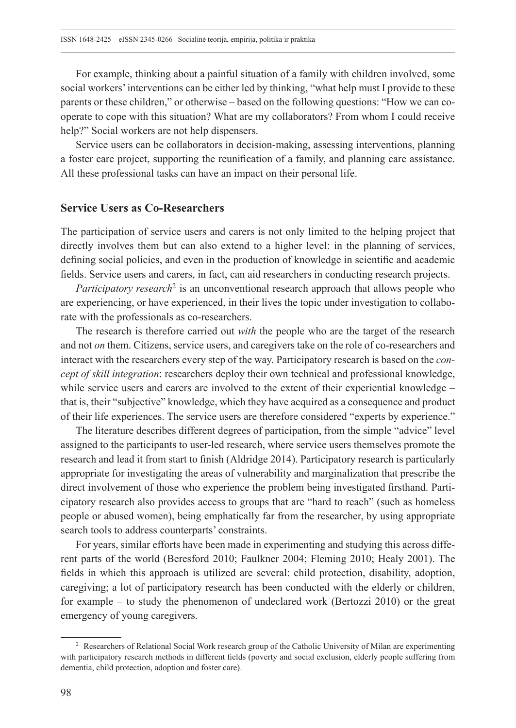For example, thinking about a painful situation of a family with children involved, some social workers' interventions can be either led by thinking, "what help must I provide to these parents or these children," or otherwise – based on the following questions: "How we can cooperate to cope with this situation? What are my collaborators? From whom I could receive help?" Social workers are not help dispensers.

Service users can be collaborators in decision-making, assessing interventions, planning a foster care project, supporting the reunification of a family, and planning care assistance. All these professional tasks can have an impact on their personal life.

## Service Users as Co-Researchers

The participation of service users and carers is not only limited to the helping project that directly involves them but can also extend to a higher level: in the planning of services, defining social policies, and even in the production of knowledge in scientific and academic fields. Service users and carers, in fact, can aid researchers in conducting research projects.

*Participatory research*[2] is an unconventional research approach that allows people who are experiencing, or have experienced, in their lives the topic under investigation to collaborate with the professionals as co-researchers.

The research is therefore carried out *with* the people who are the target of the research and not *on* them. Citizens, service users, and caregivers take on the role of co-researchers and interact with the researchers every step of the way. Participatory research is based on the *concept of skill integration*: researchers deploy their own technical and professional knowledge, while service users and carers are involved to the extent of their experiential knowledge – that is, their "subjective" knowledge, which they have acquired as a consequence and product of their life experiences. The service users are therefore considered "experts by experience."

The literature describes different degrees of participation, from the simple "advice" level assigned to the participants to user-led research, where service users themselves promote the research and lead it from start to finish (Aldridge 2014). Participatory research is particularly appropriate for investigating the areas of vulnerability and marginalization that prescribe the direct involvement of those who experience the problem being investigated firsthand. Participatory research also provides access to groups that are "hard to reach" (such as homeless people or abused women), being emphatically far from the researcher, by using appropriate search tools to address counterparts' constraints.

For years, similar efforts have been made in experimenting and studying this across different parts of the world (Beresford 2010; Faulkner 2004; Fleming 2010; Healy 2001). The fields in which this approach is utilized are several: child protection, disability, adoption, caregiving; a lot of participatory research has been conducted with the elderly or children, for example – to study the phenomenon of undeclared work (Bertozzi 2010) or the great emergency of young caregivers.

---

[2] Researchers of Relational Social Work research group of the Catholic University of Milan are experimenting with participatory research methods in different fields (poverty and social exclusion, elderly people suffering from dementia, child protection, adoption and foster care).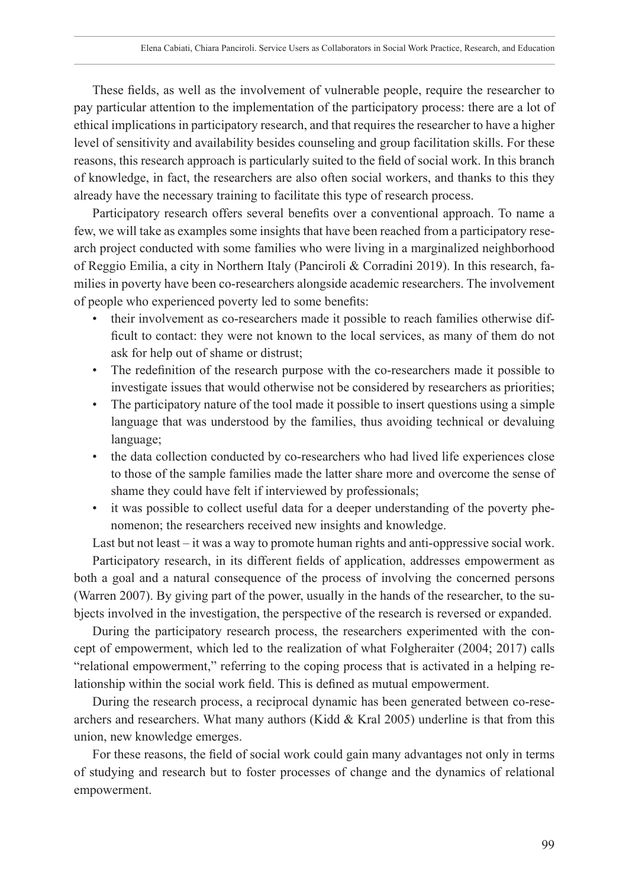These fields, as well as the involvement of vulnerable people, require the researcher to pay particular attention to the implementation of the participatory process: there are a lot of ethical implications in participatory research, and that requires the researcher to have a higher level of sensitivity and availability besides counseling and group facilitation skills. For these reasons, this research approach is particularly suited to the field of social work. In this branch of knowledge, in fact, the researchers are also often social workers, and thanks to this they already have the necessary training to facilitate this type of research process.

Participatory research offers several benefits over a conventional approach. To name a few, we will take as examples some insights that have been reached from a participatory research project conducted with some families who were living in a marginalized neighborhood of Reggio Emilia, a city in Northern Italy (Panciroli & Corradini 2019). In this research, families in poverty have been co-researchers alongside academic researchers. The involvement of people who experienced poverty led to some benefits:

- their involvement as co-researchers made it possible to reach families otherwise difficult to contact: they were not known to the local services, as many of them do not ask for help out of shame or distrust;
- The redefinition of the research purpose with the co-researchers made it possible to investigate issues that would otherwise not be considered by researchers as priorities;
- The participatory nature of the tool made it possible to insert questions using a simple language that was understood by the families, thus avoiding technical or devaluing language;
- the data collection conducted by co-researchers who had lived life experiences close to those of the sample families made the latter share more and overcome the sense of shame they could have felt if interviewed by professionals;
- it was possible to collect useful data for a deeper understanding of the poverty phenomenon; the researchers received new insights and knowledge.

Last but not least – it was a way to promote human rights and anti-oppressive social work.

Participatory research, in its different fields of application, addresses empowerment as both a goal and a natural consequence of the process of involving the concerned persons (Warren 2007). By giving part of the power, usually in the hands of the researcher, to the subjects involved in the investigation, the perspective of the research is reversed or expanded.

During the participatory research process, the researchers experimented with the concept of empowerment, which led to the realization of what Folgheraiter (2004; 2017) calls "relational empowerment," referring to the coping process that is activated in a helping relationship within the social work field. This is defined as mutual empowerment.

During the research process, a reciprocal dynamic has been generated between co-researchers and researchers. What many authors (Kidd & Kral 2005) underline is that from this union, new knowledge emerges.

For these reasons, the field of social work could gain many advantages not only in terms of studying and research but to foster processes of change and the dynamics of relational empowerment.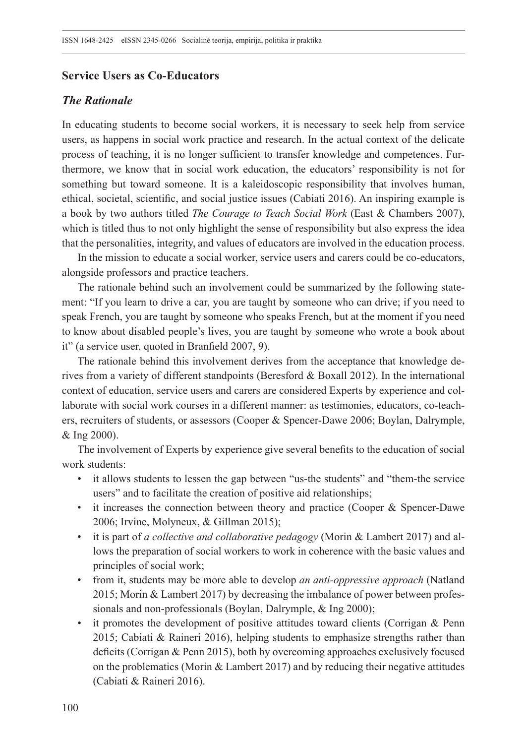## Service Users as Co-Educators

### *The Rationale*

In educating students to become social workers, it is necessary to seek help from service users, as happens in social work practice and research. In the actual context of the delicate process of teaching, it is no longer sufficient to transfer knowledge and competences. Furthermore, we know that in social work education, the educators' responsibility is not for something but toward someone. It is a kaleidoscopic responsibility that involves human, ethical, societal, scientific, and social justice issues (Cabiati 2016). An inspiring example is a book by two authors titled *The Courage to Teach Social Work* (East & Chambers 2007), which is titled thus to not only highlight the sense of responsibility but also express the idea that the personalities, integrity, and values of educators are involved in the education process.

In the mission to educate a social worker, service users and carers could be co-educators, alongside professors and practice teachers.

The rationale behind such an involvement could be summarized by the following statement: "If you learn to drive a car, you are taught by someone who can drive; if you need to speak French, you are taught by someone who speaks French, but at the moment if you need to know about disabled people's lives, you are taught by someone who wrote a book about it" (a service user, quoted in Branfield 2007, 9).

The rationale behind this involvement derives from the acceptance that knowledge derives from a variety of different standpoints (Beresford & Boxall 2012). In the international context of education, service users and carers are considered Experts by experience and collaborate with social work courses in a different manner: as testimonies, educators, co-teachers, recruiters of students, or assessors (Cooper & Spencer-Dawe 2006; Boylan, Dalrymple, & Ing 2000).

The involvement of Experts by experience give several benefits to the education of social work students:

- it allows students to lessen the gap between "us-the students" and "them-the service users" and to facilitate the creation of positive aid relationships;
- it increases the connection between theory and practice (Cooper & Spencer-Dawe 2006; Irvine, Molyneux, & Gillman 2015);
- it is part of *a collective and collaborative pedagogy* (Morin & Lambert 2017) and allows the preparation of social workers to work in coherence with the basic values and principles of social work;
- from it, students may be more able to develop *an anti-oppressive approach* (Natland 2015; Morin & Lambert 2017) by decreasing the imbalance of power between professionals and non-professionals (Boylan, Dalrymple, & Ing 2000);
- it promotes the development of positive attitudes toward clients (Corrigan & Penn 2015; Cabiati & Raineri 2016), helping students to emphasize strengths rather than deficits (Corrigan & Penn 2015), both by overcoming approaches exclusively focused on the problematics (Morin & Lambert 2017) and by reducing their negative attitudes (Cabiati & Raineri 2016).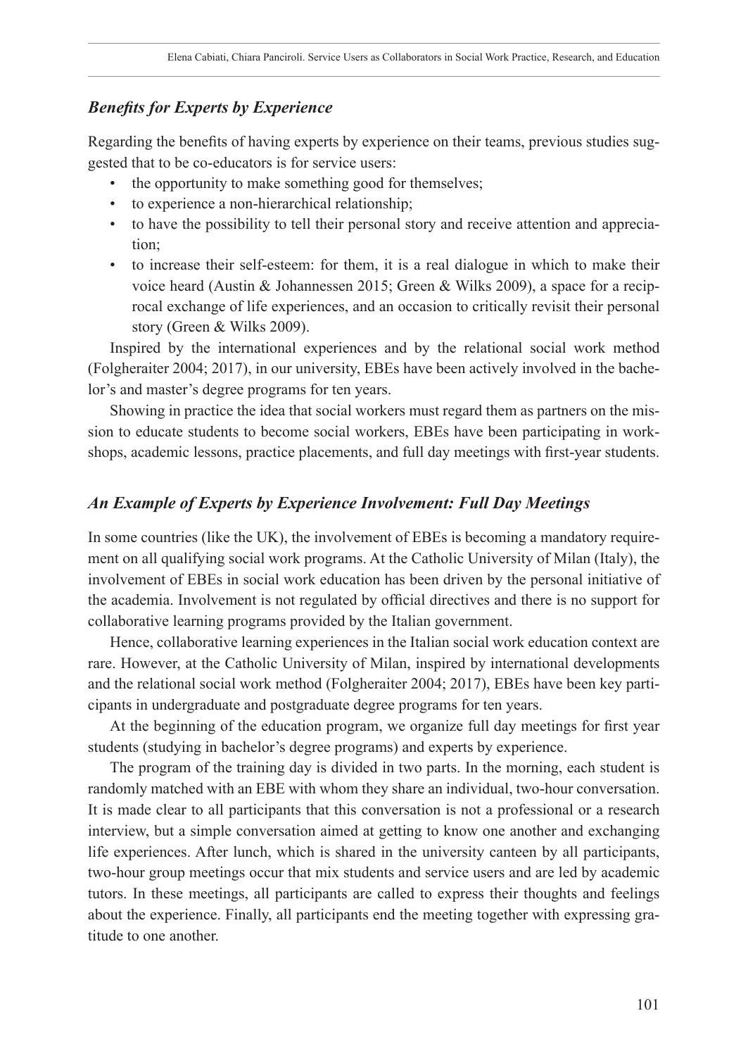### *Benefits for Experts by Experience*

Regarding the benefits of having experts by experience on their teams, previous studies suggested that to be co-educators is for service users:

- the opportunity to make something good for themselves;
- to experience a non-hierarchical relationship;
- to have the possibility to tell their personal story and receive attention and appreciation;
- to increase their self-esteem: for them, it is a real dialogue in which to make their voice heard (Austin & Johannessen 2015; Green & Wilks 2009), a space for a reciprocal exchange of life experiences, and an occasion to critically revisit their personal story (Green & Wilks 2009).

Inspired by the international experiences and by the relational social work method (Folgheraiter 2004; 2017), in our university, EBEs have been actively involved in the bachelor's and master's degree programs for ten years.

Showing in practice the idea that social workers must regard them as partners on the mission to educate students to become social workers, EBEs have been participating in workshops, academic lessons, practice placements, and full day meetings with first-year students.

### *An Example of Experts by Experience Involvement: Full Day Meetings*

In some countries (like the UK), the involvement of EBEs is becoming a mandatory requirement on all qualifying social work programs. At the Catholic University of Milan (Italy), the involvement of EBEs in social work education has been driven by the personal initiative of the academia. Involvement is not regulated by official directives and there is no support for collaborative learning programs provided by the Italian government.

Hence, collaborative learning experiences in the Italian social work education context are rare. However, at the Catholic University of Milan, inspired by international developments and the relational social work method (Folgheraiter 2004; 2017), EBEs have been key participants in undergraduate and postgraduate degree programs for ten years.

At the beginning of the education program, we organize full day meetings for first year students (studying in bachelor's degree programs) and experts by experience.

The program of the training day is divided in two parts. In the morning, each student is randomly matched with an EBE with whom they share an individual, two-hour conversation. It is made clear to all participants that this conversation is not a professional or a research interview, but a simple conversation aimed at getting to know one another and exchanging life experiences. After lunch, which is shared in the university canteen by all participants, two-hour group meetings occur that mix students and service users and are led by academic tutors. In these meetings, all participants are called to express their thoughts and feelings about the experience. Finally, all participants end the meeting together with expressing gratitude to one another.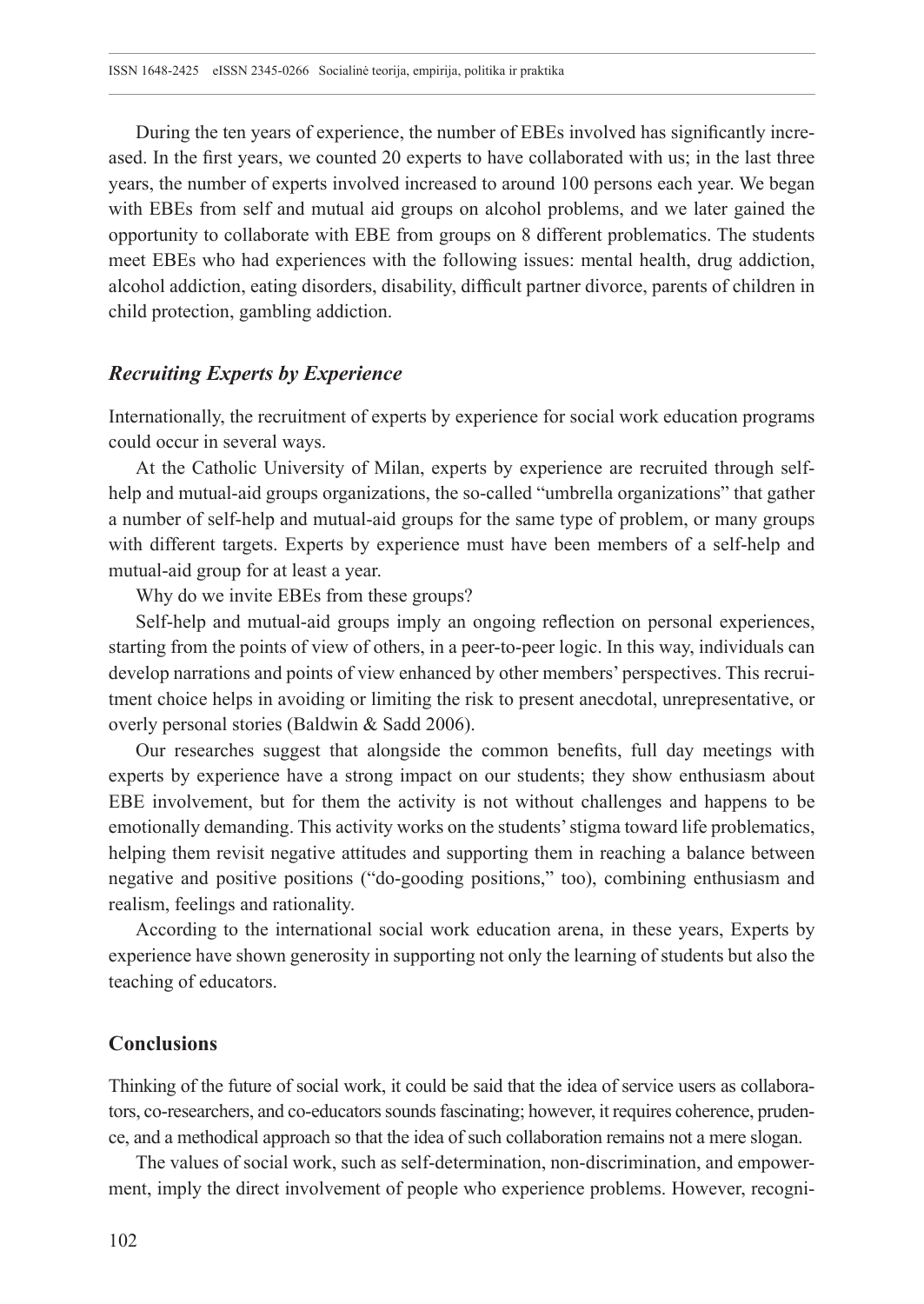During the ten years of experience, the number of EBEs involved has significantly increased. In the first years, we counted 20 experts to have collaborated with us; in the last three years, the number of experts involved increased to around 100 persons each year. We began with EBEs from self and mutual aid groups on alcohol problems, and we later gained the opportunity to collaborate with EBE from groups on 8 different problematics. The students meet EBEs who had experiences with the following issues: mental health, drug addiction, alcohol addiction, eating disorders, disability, difficult partner divorce, parents of children in child protection, gambling addiction.

### *Recruiting Experts by Experience*

Internationally, the recruitment of experts by experience for social work education programs could occur in several ways.

At the Catholic University of Milan, experts by experience are recruited through self-help and mutual-aid groups organizations, the so-called "umbrella organizations" that gather a number of self-help and mutual-aid groups for the same type of problem, or many groups with different targets. Experts by experience must have been members of a self-help and mutual-aid group for at least a year.

Why do we invite EBEs from these groups?

Self-help and mutual-aid groups imply an ongoing reflection on personal experiences, starting from the points of view of others, in a peer-to-peer logic. In this way, individuals can develop narrations and points of view enhanced by other members' perspectives. This recruitment choice helps in avoiding or limiting the risk to present anecdotal, unrepresentative, or overly personal stories (Baldwin & Sadd 2006).

Our researches suggest that alongside the common benefits, full day meetings with experts by experience have a strong impact on our students; they show enthusiasm about EBE involvement, but for them the activity is not without challenges and happens to be emotionally demanding. This activity works on the students' stigma toward life problematics, helping them revisit negative attitudes and supporting them in reaching a balance between negative and positive positions ("do-gooding positions," too), combining enthusiasm and realism, feelings and rationality.

According to the international social work education arena, in these years, Experts by experience have shown generosity in supporting not only the learning of students but also the teaching of educators.

## Conclusions

Thinking of the future of social work, it could be said that the idea of service users as collaborators, co-researchers, and co-educators sounds fascinating; however, it requires coherence, prudence, and a methodical approach so that the idea of such collaboration remains not a mere slogan.

The values of social work, such as self-determination, non-discrimination, and empowerment, imply the direct involvement of people who experience problems. However, recogni-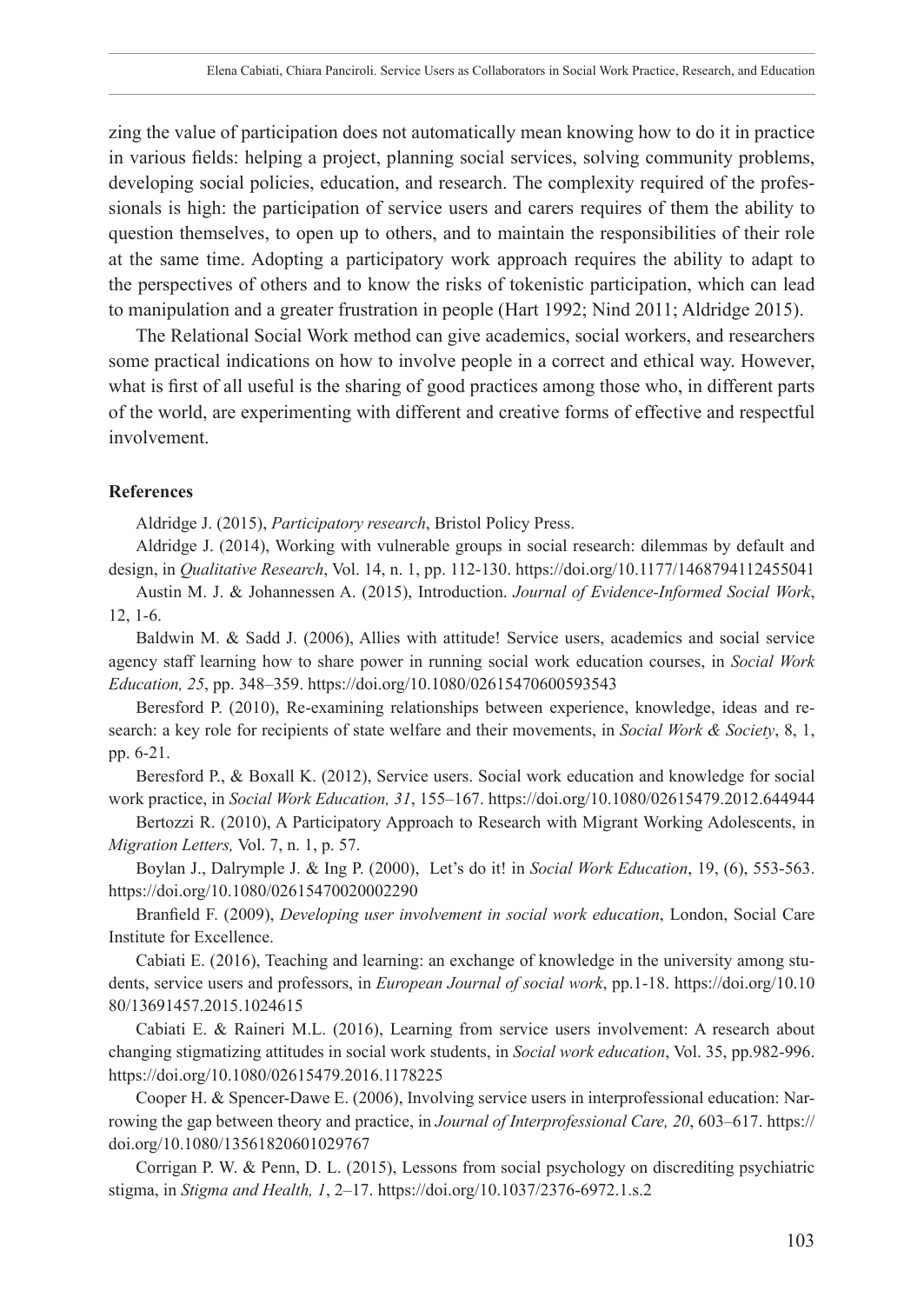zing the value of participation does not automatically mean knowing how to do it in practice in various fields: helping a project, planning social services, solving community problems, developing social policies, education, and research. The complexity required of the professionals is high: the participation of service users and carers requires of them the ability to question themselves, to open up to others, and to maintain the responsibilities of their role at the same time. Adopting a participatory work approach requires the ability to adapt to the perspectives of others and to know the risks of tokenistic participation, which can lead to manipulation and a greater frustration in people (Hart 1992; Nind 2011; Aldridge 2015).

The Relational Social Work method can give academics, social workers, and researchers some practical indications on how to involve people in a correct and ethical way. However, what is first of all useful is the sharing of good practices among those who, in different parts of the world, are experimenting with different and creative forms of effective and respectful involvement.

**References**

Aldridge J. (2015), *Participatory research*, Bristol Policy Press.

Aldridge J. (2014), Working with vulnerable groups in social research: dilemmas by default and design, in *Qualitative Research*, Vol. 14, n. 1, pp. 112-130. https://doi.org/10.1177/1468794112455041

Austin M. J. & Johannessen A. (2015), Introduction. *Journal of Evidence-Informed Social Work*, 12, 1-6.

Baldwin M. & Sadd J. (2006), Allies with attitude! Service users, academics and social service agency staff learning how to share power in running social work education courses, in *Social Work Education, 25*, pp. 348–359. https://doi.org/10.1080/02615470600593543

Beresford P. (2010), Re-examining relationships between experience, knowledge, ideas and research: a key role for recipients of state welfare and their movements, in *Social Work & Society*, 8, 1, pp. 6-21.

Beresford P., & Boxall K. (2012), Service users. Social work education and knowledge for social work practice, in *Social Work Education, 31*, 155–167. https://doi.org/10.1080/02615479.2012.644944

Bertozzi R. (2010), A Participatory Approach to Research with Migrant Working Adolescents, in *Migration Letters,* Vol. 7, n. 1, p. 57.

Boylan J., Dalrymple J. & Ing P. (2000), Let's do it! in *Social Work Education*, 19, (6), 553-563. https://doi.org/10.1080/02615470020002290

Branfield F. (2009), *Developing user involvement in social work education*, London, Social Care Institute for Excellence.

Cabiati E. (2016), Teaching and learning: an exchange of knowledge in the university among students, service users and professors, in *European Journal of social work*, pp.1-18. https://doi.org/10.1080/13691457.2015.1024615

Cabiati E. & Raineri M.L. (2016), Learning from service users involvement: A research about changing stigmatizing attitudes in social work students, in *Social work education*, Vol. 35, pp.982-996. https://doi.org/10.1080/02615479.2016.1178225

Cooper H. & Spencer-Dawe E. (2006), Involving service users in interprofessional education: Narrowing the gap between theory and practice, in *Journal of Interprofessional Care, 20*, 603–617. https://doi.org/10.1080/13561820601029767

Corrigan P. W. & Penn, D. L. (2015), Lessons from social psychology on discrediting psychiatric stigma, in *Stigma and Health, 1*, 2–17. https://doi.org/10.1037/2376-6972.1.s.2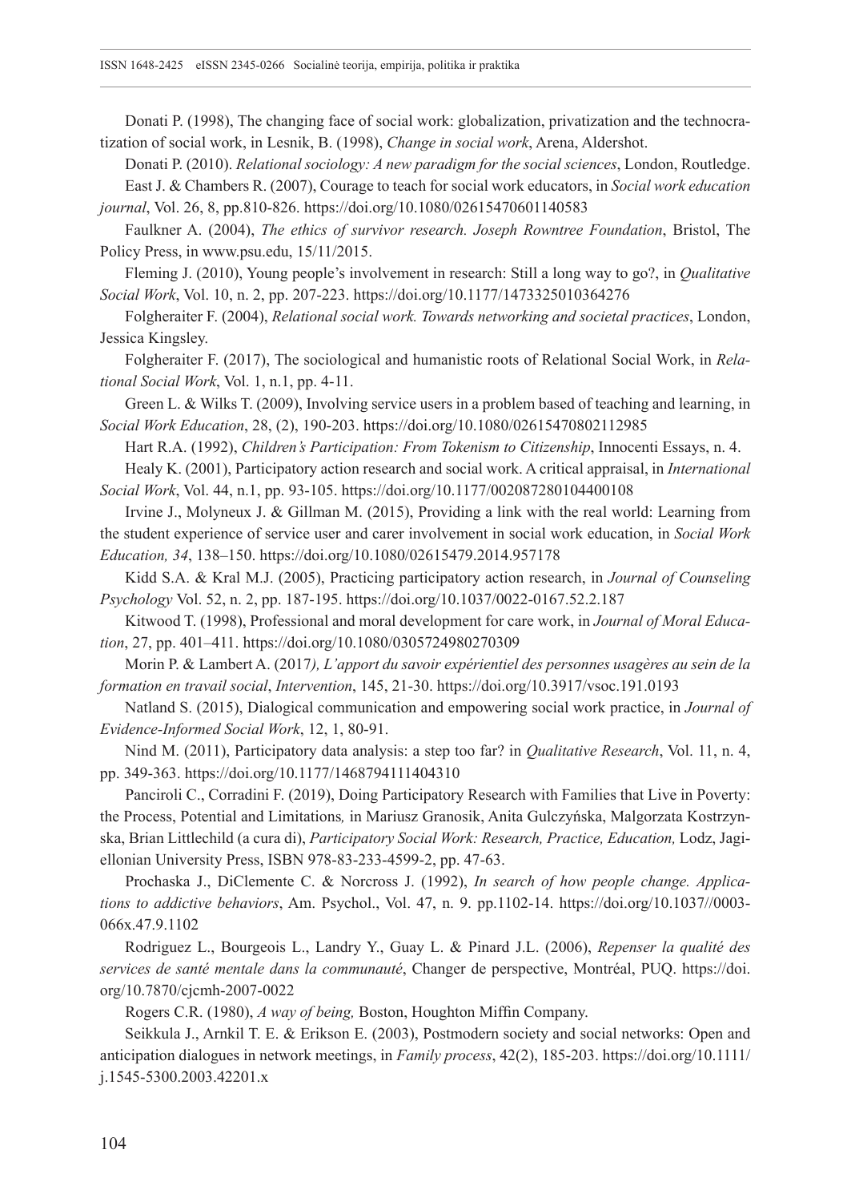Donati P. (1998), The changing face of social work: globalization, privatization and the technocratization of social work, in Lesnik, B. (1998), *Change in social work*, Arena, Aldershot.

Donati P. (2010). *Relational sociology: A new paradigm for the social sciences*, London, Routledge.

East J. & Chambers R. (2007), Courage to teach for social work educators, in *Social work education journal*, Vol. 26, 8, pp.810-826. https://doi.org/10.1080/02615470601140583

Faulkner A. (2004), *The ethics of survivor research. Joseph Rowntree Foundation*, Bristol, The Policy Press, in www.psu.edu, 15/11/2015.

Fleming J. (2010), Young people's involvement in research: Still a long way to go?, in *Qualitative Social Work*, Vol. 10, n. 2, pp. 207-223. https://doi.org/10.1177/1473325010364276

Folgheraiter F. (2004), *Relational social work. Towards networking and societal practices*, London, Jessica Kingsley.

Folgheraiter F. (2017), The sociological and humanistic roots of Relational Social Work, in *Relational Social Work*, Vol. 1, n.1, pp. 4-11.

Green L. & Wilks T. (2009), Involving service users in a problem based of teaching and learning, in *Social Work Education*, 28, (2), 190-203. https://doi.org/10.1080/02615470802112985

Hart R.A. (1992), *Children's Participation: From Tokenism to Citizenship*, Innocenti Essays, n. 4.

Healy K. (2001), Participatory action research and social work. A critical appraisal, in *International Social Work*, Vol. 44, n.1, pp. 93-105. https://doi.org/10.1177/002087280104400108

Irvine J., Molyneux J. & Gillman M. (2015), Providing a link with the real world: Learning from the student experience of service user and carer involvement in social work education, in *Social Work Education, 34*, 138–150. https://doi.org/10.1080/02615479.2014.957178

Kidd S.A. & Kral M.J. (2005), Practicing participatory action research, in *Journal of Counseling Psychology* Vol. 52, n. 2, pp. 187-195. https://doi.org/10.1037/0022-0167.52.2.187

Kitwood T. (1998), Professional and moral development for care work, in *Journal of Moral Education*, 27, pp. 401–411. https://doi.org/10.1080/0305724980270309

Morin P. & Lambert A. (2017*), L'apport du savoir expérientiel des personnes usagères au sein de la formation en travail social*, *Intervention*, 145, 21-30. https://doi.org/10.3917/vsoc.191.0193

Natland S. (2015), Dialogical communication and empowering social work practice, in *Journal of Evidence-Informed Social Work*, 12, 1, 80-91.

Nind M. (2011), Participatory data analysis: a step too far? in *Qualitative Research*, Vol. 11, n. 4, pp. 349-363. https://doi.org/10.1177/1468794111404310

Panciroli C., Corradini F. (2019), Doing Participatory Research with Families that Live in Poverty: the Process, Potential and Limitations*,* in Mariusz Granosik, Anita Gulczyńska, Malgorzata Kostrzynska, Brian Littlechild (a cura di), *Participatory Social Work: Research, Practice, Education,* Lodz, Jagiellonian University Press, ISBN 978-83-233-4599-2, pp. 47-63.

Prochaska J., DiClemente C. & Norcross J. (1992), *In search of how people change. Applications to addictive behaviors*, Am. Psychol., Vol. 47, n. 9. pp.1102-14. https://doi.org/10.1037//0003-066x.47.9.1102

Rodriguez L., Bourgeois L., Landry Y., Guay L. & Pinard J.L. (2006), *Repenser la qualité des services de santé mentale dans la communauté*, Changer de perspective, Montréal, PUQ. https://doi.org/10.7870/cjcmh-2007-0022

Rogers C.R. (1980), *A way of being,* Boston, Houghton Miffin Company.

Seikkula J., Arnkil T. E. & Erikson E. (2003), Postmodern society and social networks: Open and anticipation dialogues in network meetings, in *Family process*, 42(2), 185-203. https://doi.org/10.1111/j.1545-5300.2003.42201.x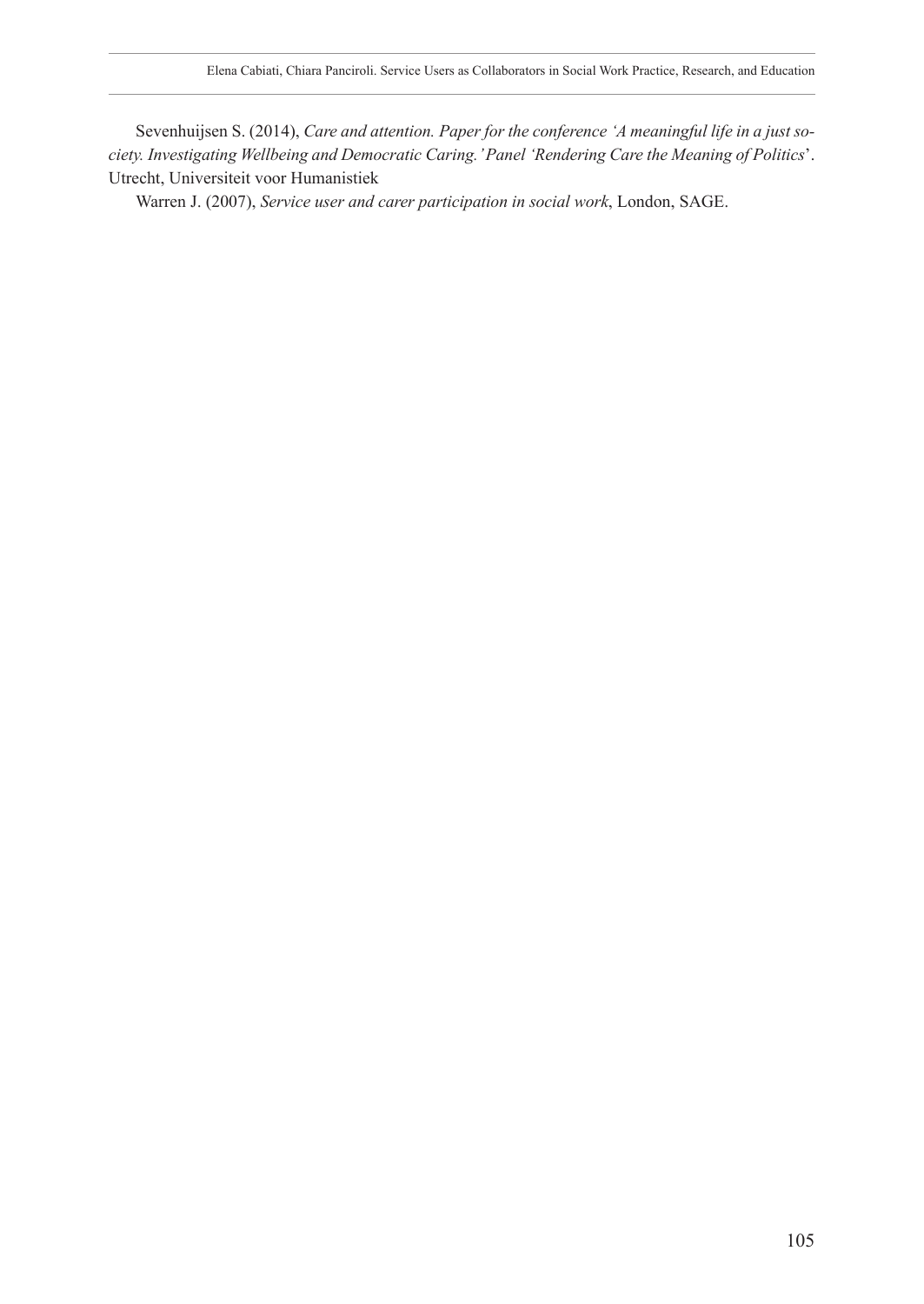Sevenhuijsen S. (2014), *Care and attention. Paper for the conference 'A meaningful life in a just society. Investigating Wellbeing and Democratic Caring.' Panel 'Rendering Care the Meaning of Politics*'. Utrecht, Universiteit voor Humanistiek

Warren J. (2007), *Service user and carer participation in social work*, London, SAGE.